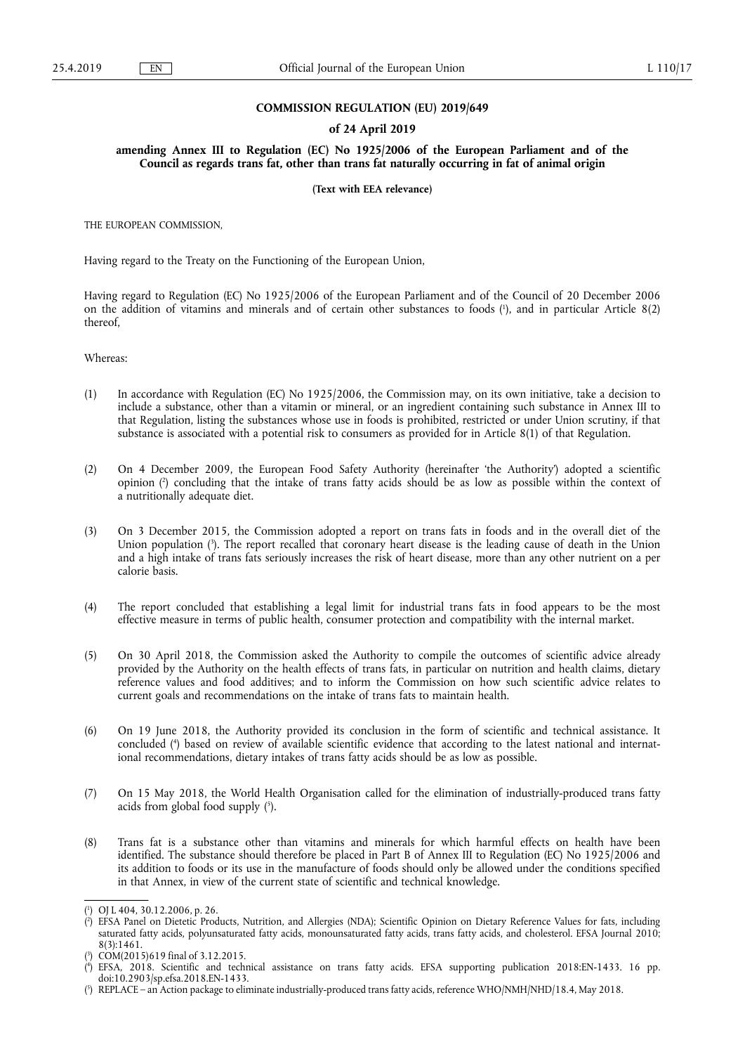**COMMISSION REGULATION (EU) 2019/649**

**of 24 April 2019**

**amending Annex III to Regulation (EC) No 1925/2006 of the European Parliament and of the Council as regards trans fat, other than trans fat naturally occurring in fat of animal origin**

**(Text with EEA relevance)**

THE EUROPEAN COMMISSION,

Having regard to the Treaty on the Functioning of the European Union,

Having regard to Regulation (EC) No 1925/2006 of the European Parliament and of the Council of 20 December 2006 on the addition of vitamins and minerals and of certain other substances to foods [1], and in particular Article 8(2) thereof,

Whereas:

(1) In accordance with Regulation (EC) No 1925/2006, the Commission may, on its own initiative, take a decision to include a substance, other than a vitamin or mineral, or an ingredient containing such substance in Annex III to that Regulation, listing the substances whose use in foods is prohibited, restricted or under Union scrutiny, if that substance is associated with a potential risk to consumers as provided for in Article 8(1) of that Regulation.

(2) On 4 December 2009, the European Food Safety Authority (hereinafter 'the Authority') adopted a scientific opinion [2] concluding that the intake of trans fatty acids should be as low as possible within the context of a nutritionally adequate diet.

(3) On 3 December 2015, the Commission adopted a report on trans fats in foods and in the overall diet of the Union population [3]. The report recalled that coronary heart disease is the leading cause of death in the Union and a high intake of trans fats seriously increases the risk of heart disease, more than any other nutrient on a per calorie basis.

(4) The report concluded that establishing a legal limit for industrial trans fats in food appears to be the most effective measure in terms of public health, consumer protection and compatibility with the internal market.

(5) On 30 April 2018, the Commission asked the Authority to compile the outcomes of scientific advice already provided by the Authority on the health effects of trans fats, in particular on nutrition and health claims, dietary reference values and food additives; and to inform the Commission on how such scientific advice relates to current goals and recommendations on the intake of trans fats to maintain health.

(6) On 19 June 2018, the Authority provided its conclusion in the form of scientific and technical assistance. It concluded [4] based on review of available scientific evidence that according to the latest national and international recommendations, dietary intakes of trans fatty acids should be as low as possible.

(7) On 15 May 2018, the World Health Organisation called for the elimination of industrially-produced trans fatty acids from global food supply [5].

(8) Trans fat is a substance other than vitamins and minerals for which harmful effects on health have been identified. The substance should therefore be placed in Part B of Annex III to Regulation (EC) No 1925/2006 and its addition to foods or its use in the manufacture of foods should only be allowed under the conditions specified in that Annex, in view of the current state of scientific and technical knowledge.

---

[1] OJ L 404, 30.12.2006, p. 26.

[2] EFSA Panel on Dietetic Products, Nutrition, and Allergies (NDA); Scientific Opinion on Dietary Reference Values for fats, including saturated fatty acids, polyunsaturated fatty acids, monounsaturated fatty acids, trans fatty acids, and cholesterol. EFSA Journal 2010; 8(3):1461.

[3] COM(2015)619 final of 3.12.2015.

[4] EFSA, 2018. Scientific and technical assistance on trans fatty acids. EFSA supporting publication 2018:EN-1433. 16 pp. doi:10.2903/sp.efsa.2018.EN-1433.

[5] REPLACE – an Action package to eliminate industrially-produced trans fatty acids, reference WHO/NMH/NHD/18.4, May 2018.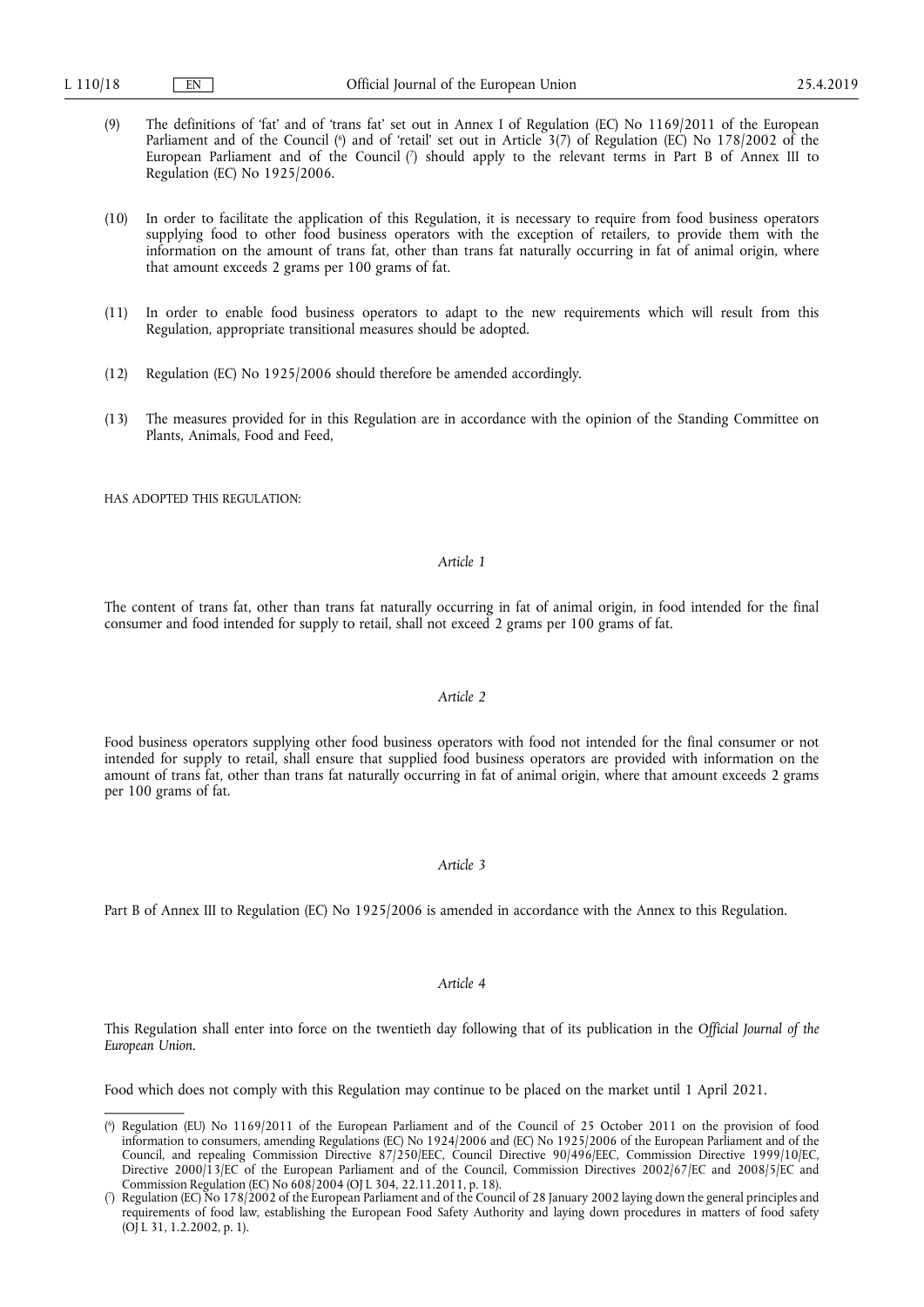(9) The definitions of 'fat' and of 'trans fat' set out in Annex I of Regulation (EC) No 1169/2011 of the European Parliament and of the Council [6] and of 'retail' set out in Article 3(7) of Regulation (EC) No 178/2002 of the European Parliament and of the Council [7] should apply to the relevant terms in Part B of Annex III to Regulation (EC) No 1925/2006.

(10) In order to facilitate the application of this Regulation, it is necessary to require from food business operators supplying food to other food business operators with the exception of retailers, to provide them with the information on the amount of trans fat, other than trans fat naturally occurring in fat of animal origin, where that amount exceeds 2 grams per 100 grams of fat.

(11) In order to enable food business operators to adapt to the new requirements which will result from this Regulation, appropriate transitional measures should be adopted.

(12) Regulation (EC) No 1925/2006 should therefore be amended accordingly.

(13) The measures provided for in this Regulation are in accordance with the opinion of the Standing Committee on Plants, Animals, Food and Feed,

HAS ADOPTED THIS REGULATION:

*Article 1*

The content of trans fat, other than trans fat naturally occurring in fat of animal origin, in food intended for the final consumer and food intended for supply to retail, shall not exceed 2 grams per 100 grams of fat.

*Article 2*

Food business operators supplying other food business operators with food not intended for the final consumer or not intended for supply to retail, shall ensure that supplied food business operators are provided with information on the amount of trans fat, other than trans fat naturally occurring in fat of animal origin, where that amount exceeds 2 grams per 100 grams of fat.

*Article 3*

Part B of Annex III to Regulation (EC) No 1925/2006 is amended in accordance with the Annex to this Regulation.

*Article 4*

This Regulation shall enter into force on the twentieth day following that of its publication in the *Official Journal of the European Union*.

Food which does not comply with this Regulation may continue to be placed on the market until 1 April 2021.

---

[6] Regulation (EU) No 1169/2011 of the European Parliament and of the Council of 25 October 2011 on the provision of food information to consumers, amending Regulations (EC) No 1924/2006 and (EC) No 1925/2006 of the European Parliament and of the Council, and repealing Commission Directive 87/250/EEC, Council Directive 90/496/EEC, Commission Directive 1999/10/EC, Directive 2000/13/EC of the European Parliament and of the Council, Commission Directives 2002/67/EC and 2008/5/EC and Commission Regulation (EC) No 608/2004 (OJ L 304, 22.11.2011, p. 18).

[7] Regulation (EC) No 178/2002 of the European Parliament and of the Council of 28 January 2002 laying down the general principles and requirements of food law, establishing the European Food Safety Authority and laying down procedures in matters of food safety (OJ L 31, 1.2.2002, p. 1).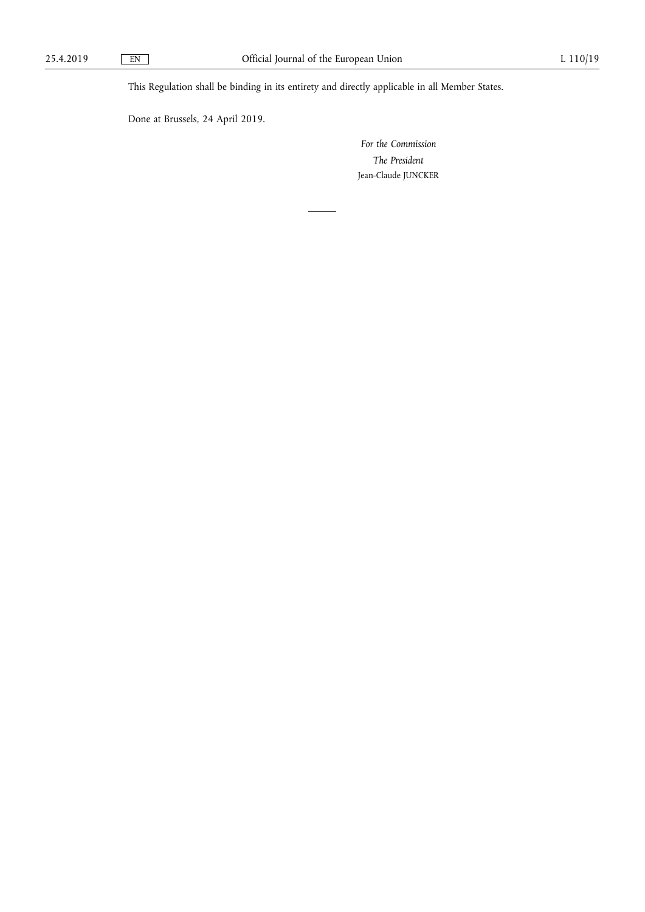This Regulation shall be binding in its entirety and directly applicable in all Member States.

Done at Brussels, 24 April 2019.

*For the Commission*

*The President*

Jean-Claude JUNCKER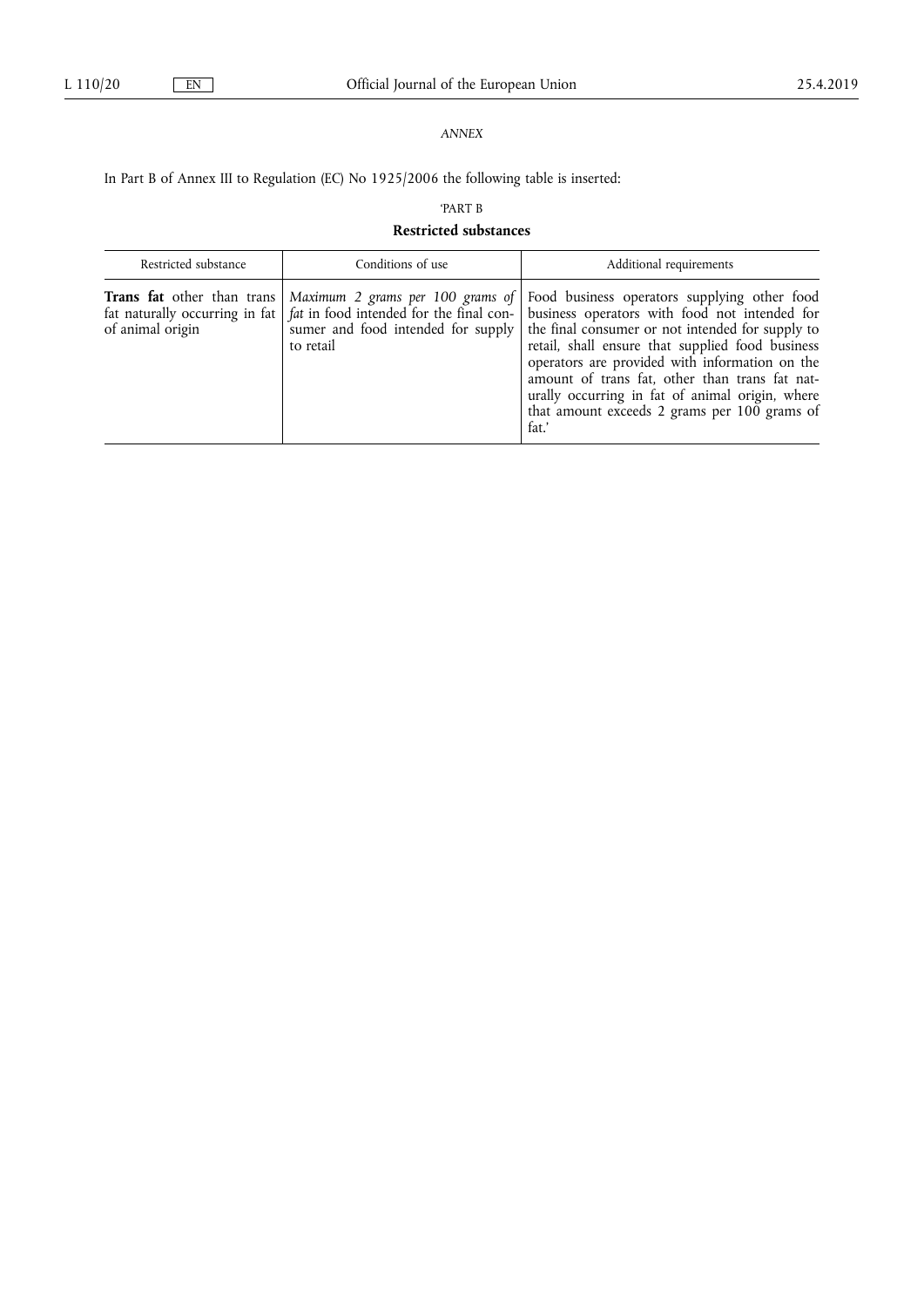*ANNEX*

In Part B of Annex III to Regulation (EC) No 1925/2006 the following table is inserted:

'PART B

**Restricted substances**

| Restricted substance | Conditions of use | Additional requirements |
|---|---|---|
| **Trans fat** other than trans fat naturally occurring in fat of animal origin | *Maximum 2 grams per 100 grams of fat* in food intended for the final consumer and food intended for supply to retail | Food business operators supplying other food business operators with food not intended for the final consumer or not intended for supply to retail, shall ensure that supplied food business operators are provided with information on the amount of trans fat, other than trans fat naturally occurring in fat of animal origin, where that amount exceeds 2 grams per 100 grams of fat.' |